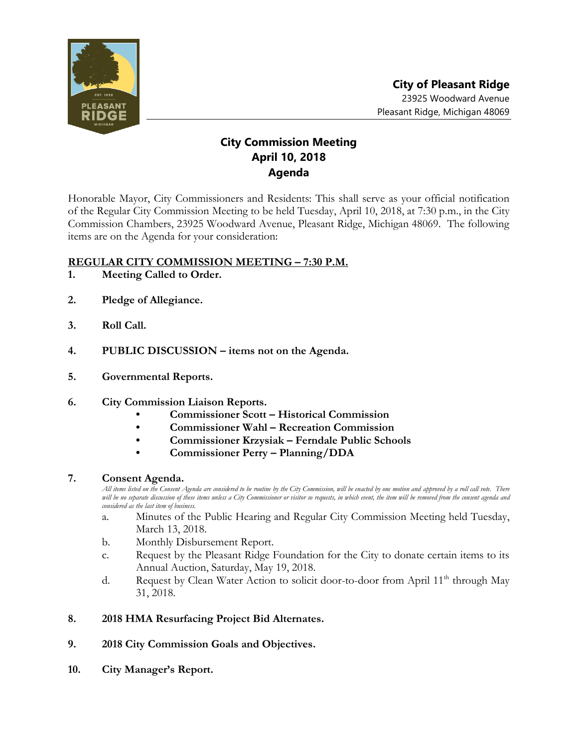**City of Pleasant Ridge**
23925 Woodward Avenue
Pleasant Ridge, Michigan 48069

# City Commission Meeting
## April 10, 2018
## Agenda

Honorable Mayor, City Commissioners and Residents: This shall serve as your official notification of the Regular City Commission Meeting to be held Tuesday, April 10, 2018, at 7:30 p.m., in the City Commission Chambers, 23925 Woodward Avenue, Pleasant Ridge, Michigan 48069. The following items are on the Agenda for your consideration:

**REGULAR CITY COMMISSION MEETING – 7:30 P.M.**

1. **Meeting Called to Order.**

2. **Pledge of Allegiance.**

3. **Roll Call.**

4. **PUBLIC DISCUSSION – items not on the Agenda.**

5. **Governmental Reports.**

6. **City Commission Liaison Reports.**
   - **Commissioner Scott – Historical Commission**
   - **Commissioner Wahl – Recreation Commission**
   - **Commissioner Krzysiak – Ferndale Public Schools**
   - **Commissioner Perry – Planning/DDA**

7. **Consent Agenda.**
   *All items listed on the Consent Agenda are considered to be routine by the City Commission, will be enacted by one motion and approved by a roll call vote. There will be no separate discussion of these items unless a City Commissioner or visitor so requests, in which event, the item will be removed from the consent agenda and considered as the last item of business.*
   a. Minutes of the Public Hearing and Regular City Commission Meeting held Tuesday, March 13, 2018.
   b. Monthly Disbursement Report.
   c. Request by the Pleasant Ridge Foundation for the City to donate certain items to its Annual Auction, Saturday, May 19, 2018.
   d. Request by Clean Water Action to solicit door-to-door from April 11th through May 31, 2018.

8. **2018 HMA Resurfacing Project Bid Alternates.**

9. **2018 City Commission Goals and Objectives.**

10. **City Manager's Report.**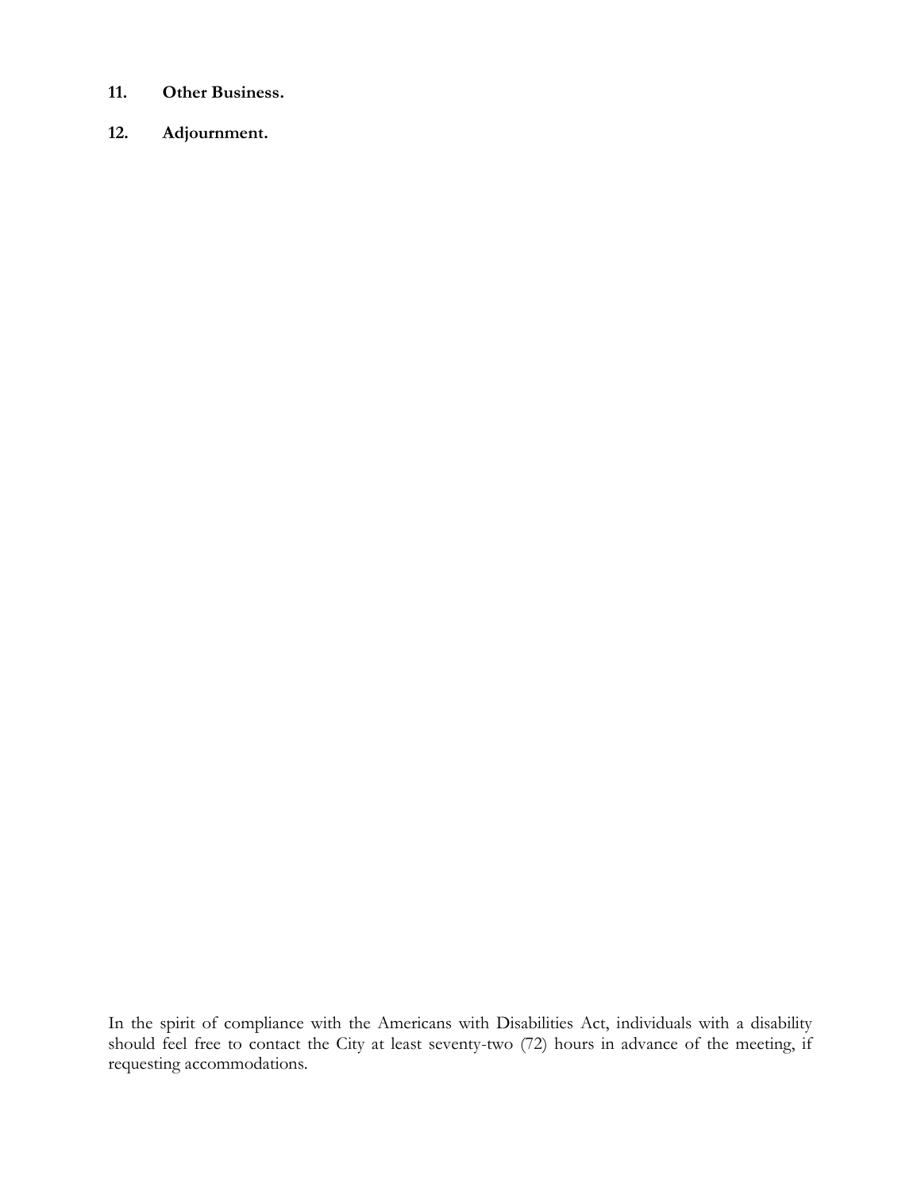**11. Other Business.**

**12. Adjournment.**

In the spirit of compliance with the Americans with Disabilities Act, individuals with a disability should feel free to contact the City at least seventy-two (72) hours in advance of the meeting, if requesting accommodations.